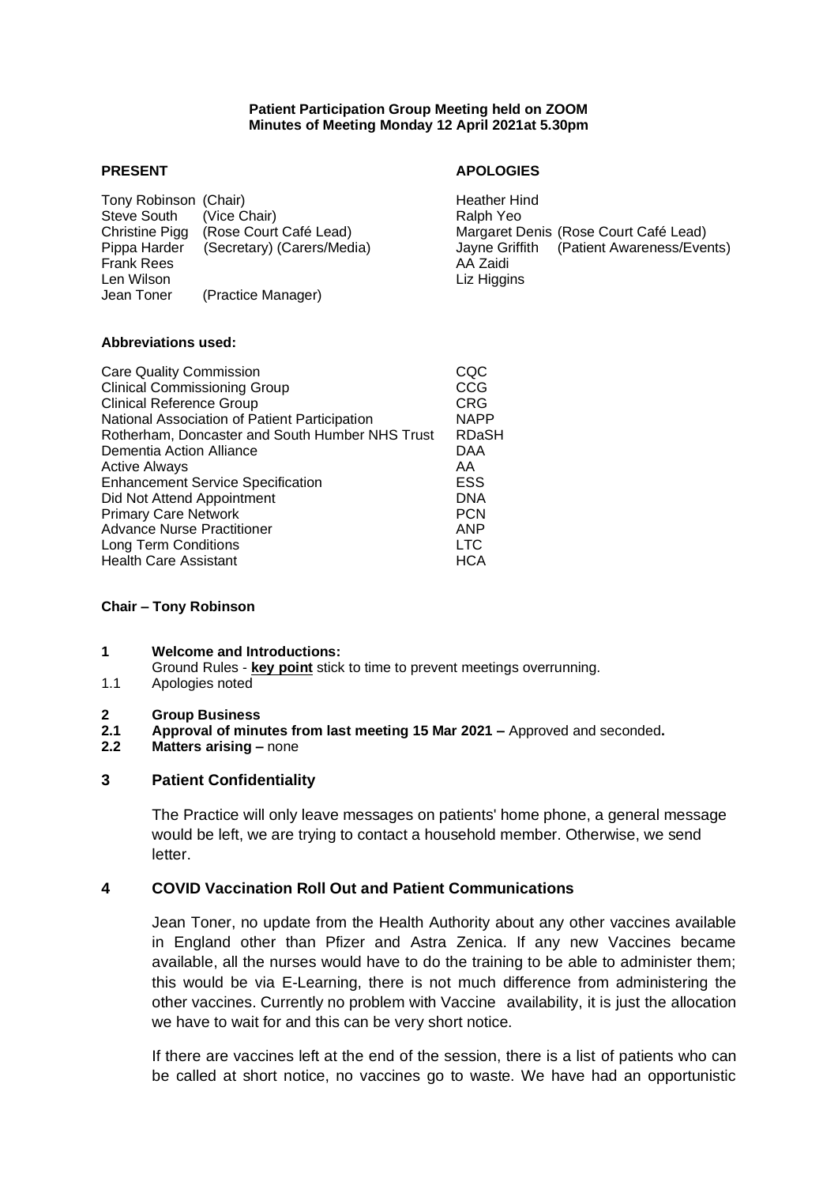**Patient Participation Group Meeting held on ZOOM**
**Minutes of Meeting Monday 12 April 2021at 5.30pm**

**PRESENT**

| | |
|---|---|
| Tony Robinson | (Chair) |
| Steve South | (Vice Chair) |
| Christine Pigg | (Rose Court Café Lead) |
| Pippa Harder | (Secretary) (Carers/Media) |
| Frank Rees | |
| Len Wilson | |
| Jean Toner | (Practice Manager) |

**APOLOGIES**

| | |
|---|---|
| Heather Hind | |
| Ralph Yeo | |
| Margaret Denis | (Rose Court Café Lead) |
| Jayne Griffith | (Patient Awareness/Events) |
| AA Zaidi | |
| Liz Higgins | |

**Abbreviations used:**

| | |
|---|---|
| Care Quality Commission | CQC |
| Clinical Commissioning Group | CCG |
| Clinical Reference Group | CRG |
| National Association of Patient Participation | NAPP |
| Rotherham, Doncaster and South Humber NHS Trust | RDaSH |
| Dementia Action Alliance | DAA |
| Active Always | AA |
| Enhancement Service Specification | ESS |
| Did Not Attend Appointment | DNA |
| Primary Care Network | PCN |
| Advance Nurse Practitioner | ANP |
| Long Term Conditions | LTC |
| Health Care Assistant | HCA |

**Chair – Tony Robinson**

**1 Welcome and Introductions:**

Ground Rules - **key point** stick to time to prevent meetings overrunning.

1.1 Apologies noted

**2 Group Business**

**2.1 Approval of minutes from last meeting 15 Mar 2021 –** Approved and seconded**.**

**2.2 Matters arising –** none

## 3 Patient Confidentiality

The Practice will only leave messages on patients' home phone, a general message would be left, we are trying to contact a household member. Otherwise, we send letter.

## 4 COVID Vaccination Roll Out and Patient Communications

Jean Toner, no update from the Health Authority about any other vaccines available in England other than Pfizer and Astra Zenica. If any new Vaccines became available, all the nurses would have to do the training to be able to administer them; this would be via E-Learning, there is not much difference from administering the other vaccines. Currently no problem with Vaccine availability, it is just the allocation we have to wait for and this can be very short notice.

If there are vaccines left at the end of the session, there is a list of patients who can be called at short notice, no vaccines go to waste. We have had an opportunistic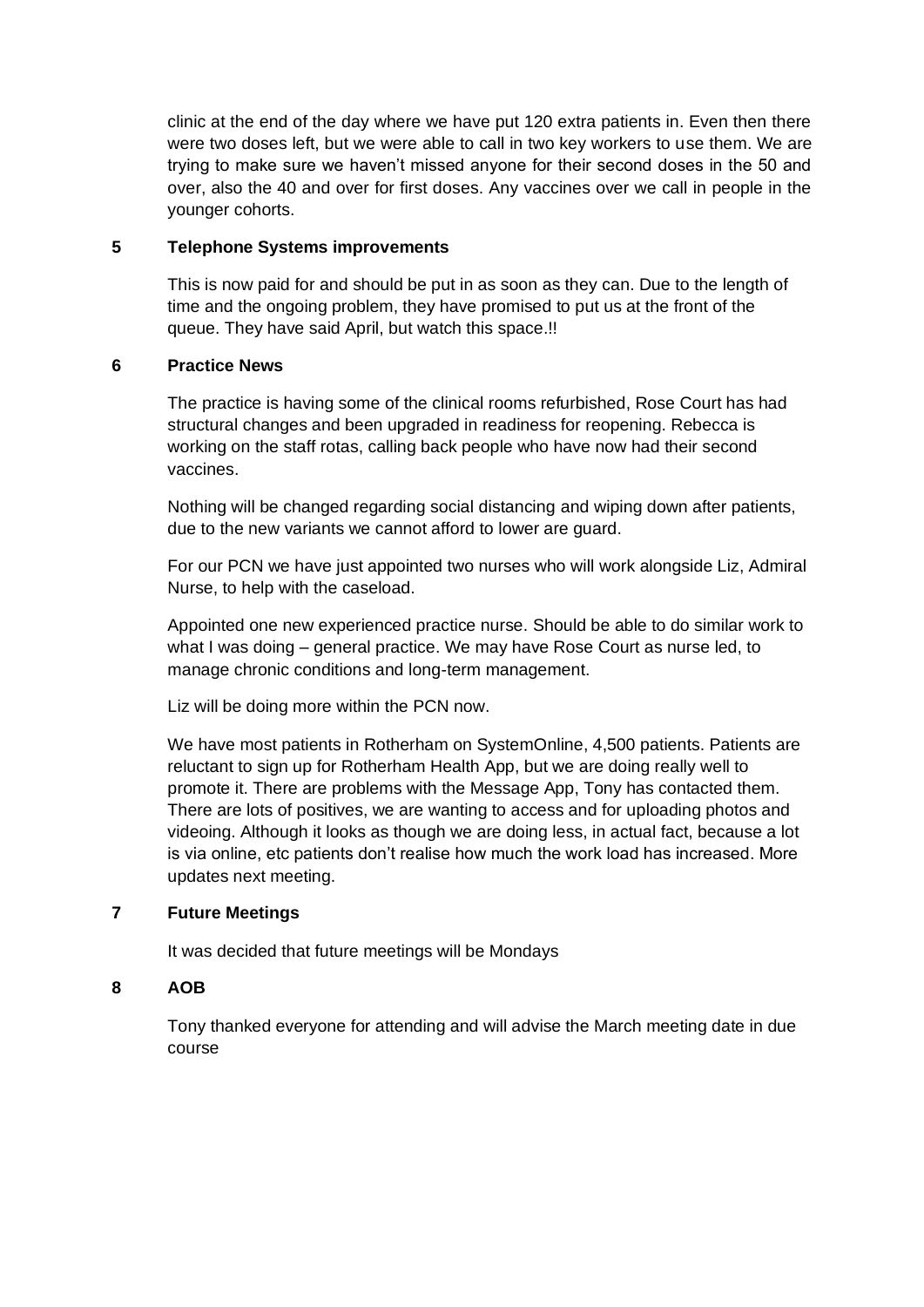clinic at the end of the day where we have put 120 extra patients in. Even then there were two doses left, but we were able to call in two key workers to use them. We are trying to make sure we haven't missed anyone for their second doses in the 50 and over, also the 40 and over for first doses. Any vaccines over we call in people in the younger cohorts.

## 5 Telephone Systems improvements

This is now paid for and should be put in as soon as they can. Due to the length of time and the ongoing problem, they have promised to put us at the front of the queue. They have said April, but watch this space.!!

## 6 Practice News

The practice is having some of the clinical rooms refurbished, Rose Court has had structural changes and been upgraded in readiness for reopening. Rebecca is working on the staff rotas, calling back people who have now had their second vaccines.

Nothing will be changed regarding social distancing and wiping down after patients, due to the new variants we cannot afford to lower are guard.

For our PCN we have just appointed two nurses who will work alongside Liz, Admiral Nurse, to help with the caseload.

Appointed one new experienced practice nurse. Should be able to do similar work to what I was doing – general practice. We may have Rose Court as nurse led, to manage chronic conditions and long-term management.

Liz will be doing more within the PCN now.

We have most patients in Rotherham on SystemOnline, 4,500 patients. Patients are reluctant to sign up for Rotherham Health App, but we are doing really well to promote it. There are problems with the Message App, Tony has contacted them. There are lots of positives, we are wanting to access and for uploading photos and videoing. Although it looks as though we are doing less, in actual fact, because a lot is via online, etc patients don't realise how much the work load has increased. More updates next meeting.

## 7 Future Meetings

It was decided that future meetings will be Mondays

## 8 AOB

Tony thanked everyone for attending and will advise the March meeting date in due course